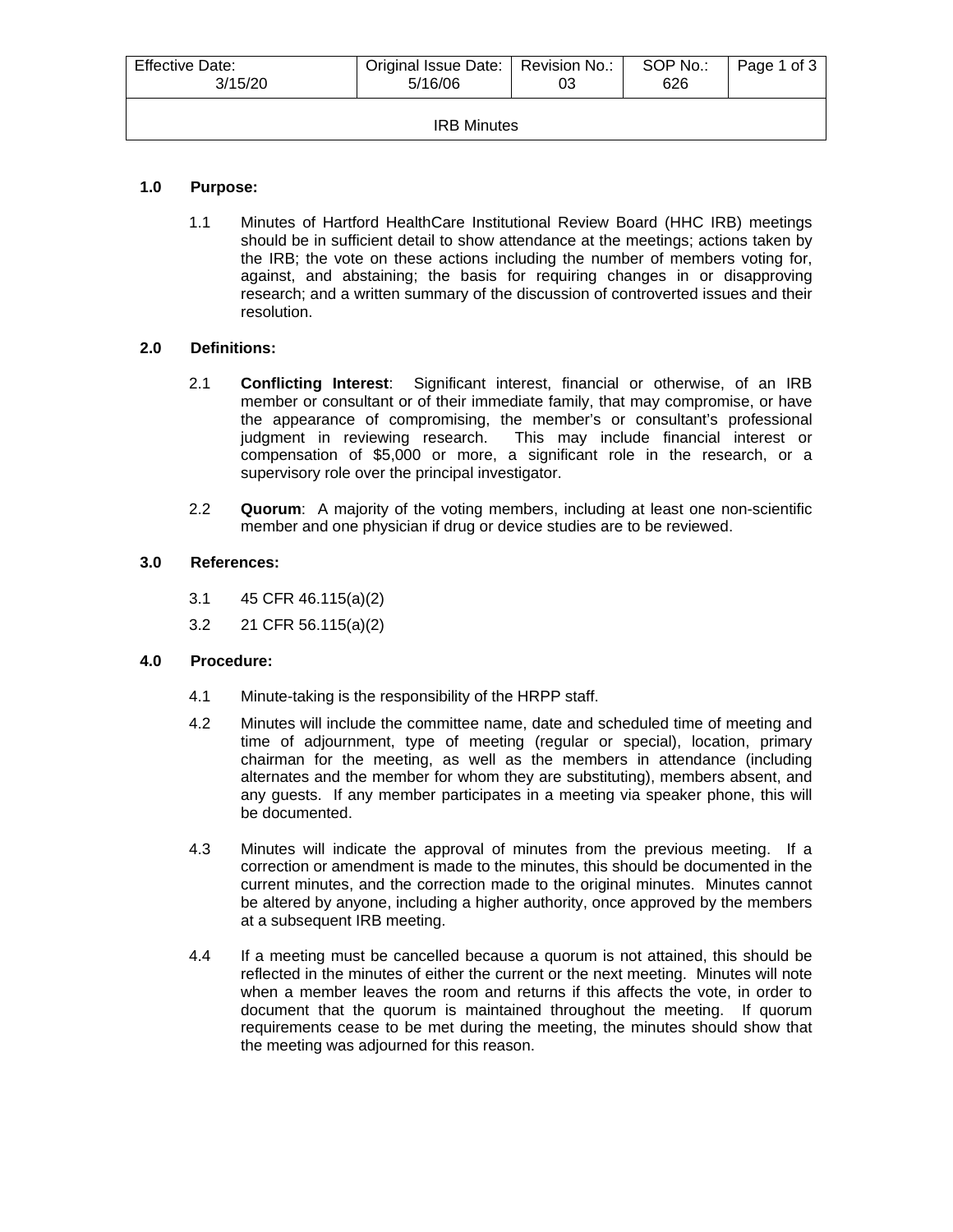| Effective Date: 3/15/20 | Original Issue Date: 5/16/06 | Revision No.: 03 | SOP No.: 626 |
|---|---|---|---|
| IRB Minutes | | | |

## 1.0 Purpose:

1.1 Minutes of Hartford HealthCare Institutional Review Board (HHC IRB) meetings should be in sufficient detail to show attendance at the meetings; actions taken by the IRB; the vote on these actions including the number of members voting for, against, and abstaining; the basis for requiring changes in or disapproving research; and a written summary of the discussion of controverted issues and their resolution.

## 2.0 Definitions:

2.1 **Conflicting Interest**: Significant interest, financial or otherwise, of an IRB member or consultant or of their immediate family, that may compromise, or have the appearance of compromising, the member's or consultant's professional judgment in reviewing research. This may include financial interest or compensation of $5,000 or more, a significant role in the research, or a supervisory role over the principal investigator.

2.2 **Quorum**: A majority of the voting members, including at least one non-scientific member and one physician if drug or device studies are to be reviewed.

## 3.0 References:

3.1 45 CFR 46.115(a)(2)

3.2 21 CFR 56.115(a)(2)

## 4.0 Procedure:

4.1 Minute-taking is the responsibility of the HRPP staff.

4.2 Minutes will include the committee name, date and scheduled time of meeting and time of adjournment, type of meeting (regular or special), location, primary chairman for the meeting, as well as the members in attendance (including alternates and the member for whom they are substituting), members absent, and any guests. If any member participates in a meeting via speaker phone, this will be documented.

4.3 Minutes will indicate the approval of minutes from the previous meeting. If a correction or amendment is made to the minutes, this should be documented in the current minutes, and the correction made to the original minutes. Minutes cannot be altered by anyone, including a higher authority, once approved by the members at a subsequent IRB meeting.

4.4 If a meeting must be cancelled because a quorum is not attained, this should be reflected in the minutes of either the current or the next meeting. Minutes will note when a member leaves the room and returns if this affects the vote, in order to document that the quorum is maintained throughout the meeting. If quorum requirements cease to be met during the meeting, the minutes should show that the meeting was adjourned for this reason.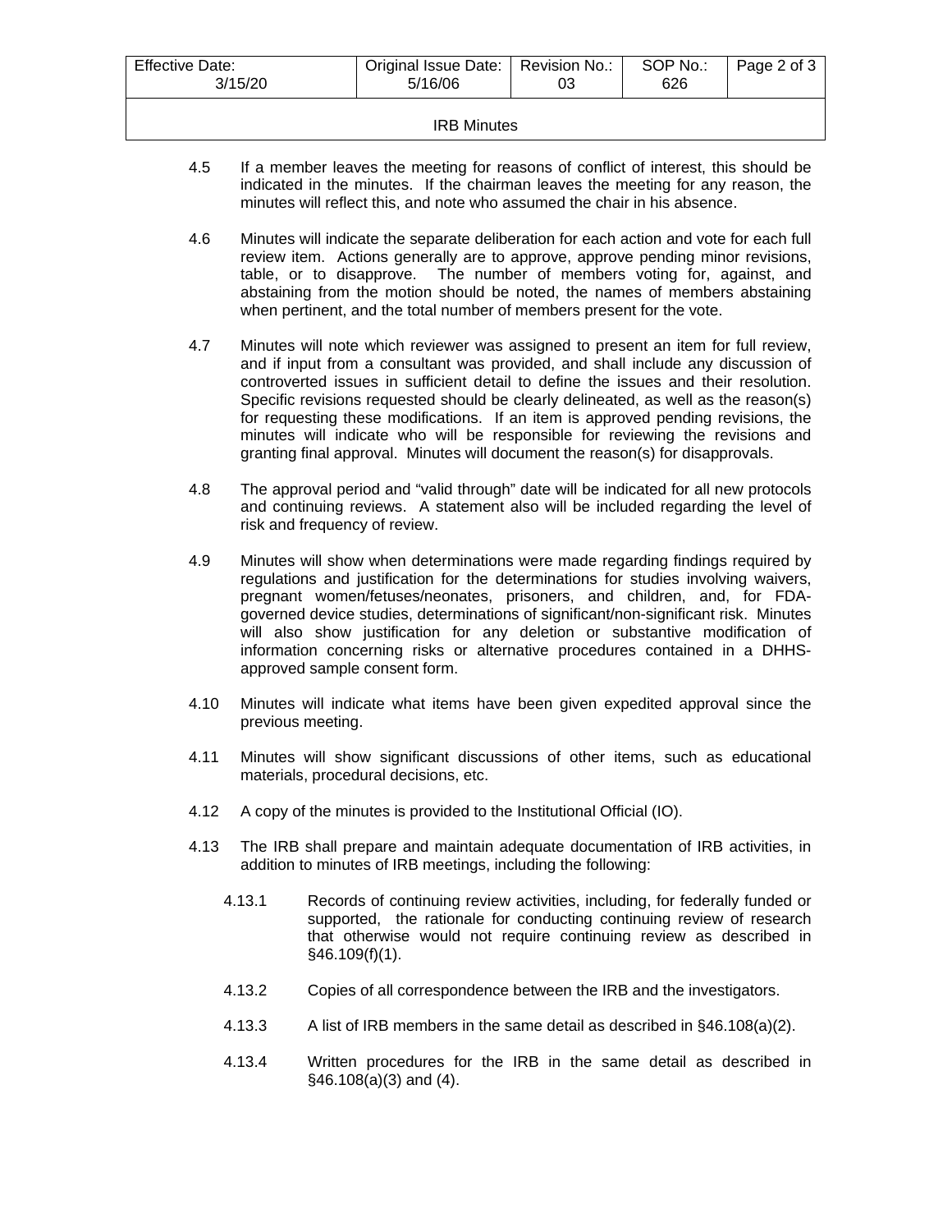4.5 If a member leaves the meeting for reasons of conflict of interest, this should be indicated in the minutes. If the chairman leaves the meeting for any reason, the minutes will reflect this, and note who assumed the chair in his absence.

4.6 Minutes will indicate the separate deliberation for each action and vote for each full review item. Actions generally are to approve, approve pending minor revisions, table, or to disapprove. The number of members voting for, against, and abstaining from the motion should be noted, the names of members abstaining when pertinent, and the total number of members present for the vote.

4.7 Minutes will note which reviewer was assigned to present an item for full review, and if input from a consultant was provided, and shall include any discussion of controverted issues in sufficient detail to define the issues and their resolution. Specific revisions requested should be clearly delineated, as well as the reason(s) for requesting these modifications. If an item is approved pending revisions, the minutes will indicate who will be responsible for reviewing the revisions and granting final approval. Minutes will document the reason(s) for disapprovals.

4.8 The approval period and "valid through" date will be indicated for all new protocols and continuing reviews. A statement also will be included regarding the level of risk and frequency of review.

4.9 Minutes will show when determinations were made regarding findings required by regulations and justification for the determinations for studies involving waivers, pregnant women/fetuses/neonates, prisoners, and children, and, for FDA-governed device studies, determinations of significant/non-significant risk. Minutes will also show justification for any deletion or substantive modification of information concerning risks or alternative procedures contained in a DHHS-approved sample consent form.

4.10 Minutes will indicate what items have been given expedited approval since the previous meeting.

4.11 Minutes will show significant discussions of other items, such as educational materials, procedural decisions, etc.

4.12 A copy of the minutes is provided to the Institutional Official (IO).

4.13 The IRB shall prepare and maintain adequate documentation of IRB activities, in addition to minutes of IRB meetings, including the following:

- 4.13.1 Records of continuing review activities, including, for federally funded or supported, the rationale for conducting continuing review of research that otherwise would not require continuing review as described in §46.109(f)(1).

- 4.13.2 Copies of all correspondence between the IRB and the investigators.

- 4.13.3 A list of IRB members in the same detail as described in §46.108(a)(2).

- 4.13.4 Written procedures for the IRB in the same detail as described in §46.108(a)(3) and (4).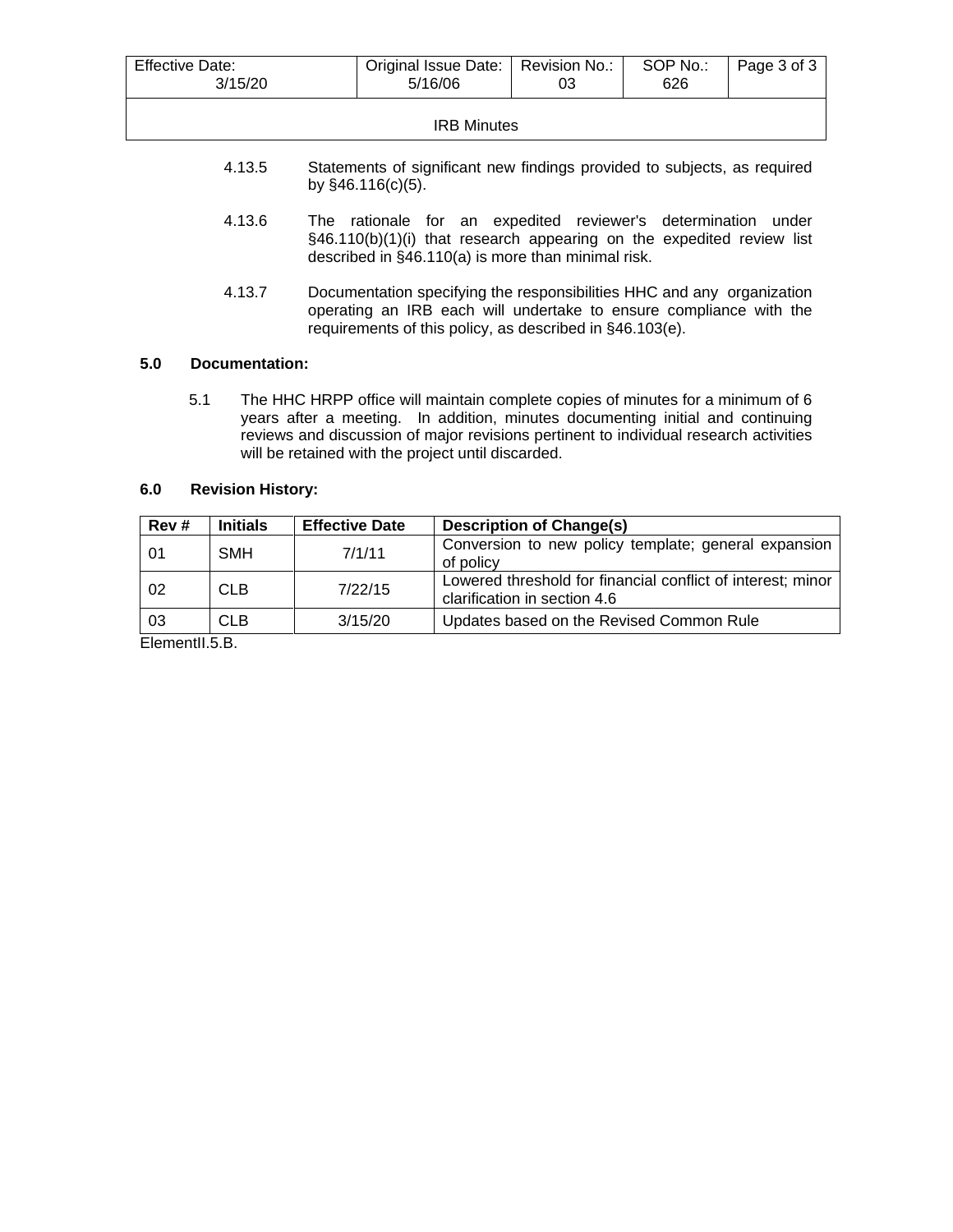4.13.5 Statements of significant new findings provided to subjects, as required by §46.116(c)(5).

4.13.6 The rationale for an expedited reviewer's determination under §46.110(b)(1)(i) that research appearing on the expedited review list described in §46.110(a) is more than minimal risk.

4.13.7 Documentation specifying the responsibilities HHC and any organization operating an IRB each will undertake to ensure compliance with the requirements of this policy, as described in §46.103(e).

**5.0 Documentation:**

5.1 The HHC HRPP office will maintain complete copies of minutes for a minimum of 6 years after a meeting. In addition, minutes documenting initial and continuing reviews and discussion of major revisions pertinent to individual research activities will be retained with the project until discarded.

**6.0 Revision History:**

| Rev # | Initials | Effective Date | Description of Change(s) |
|---|---|---|---|
| 01 | SMH | 7/1/11 | Conversion to new policy template; general expansion of policy |
| 02 | CLB | 7/22/15 | Lowered threshold for financial conflict of interest; minor clarification in section 4.6 |
| 03 | CLB | 3/15/20 | Updates based on the Revised Common Rule |

ElementII.5.B.